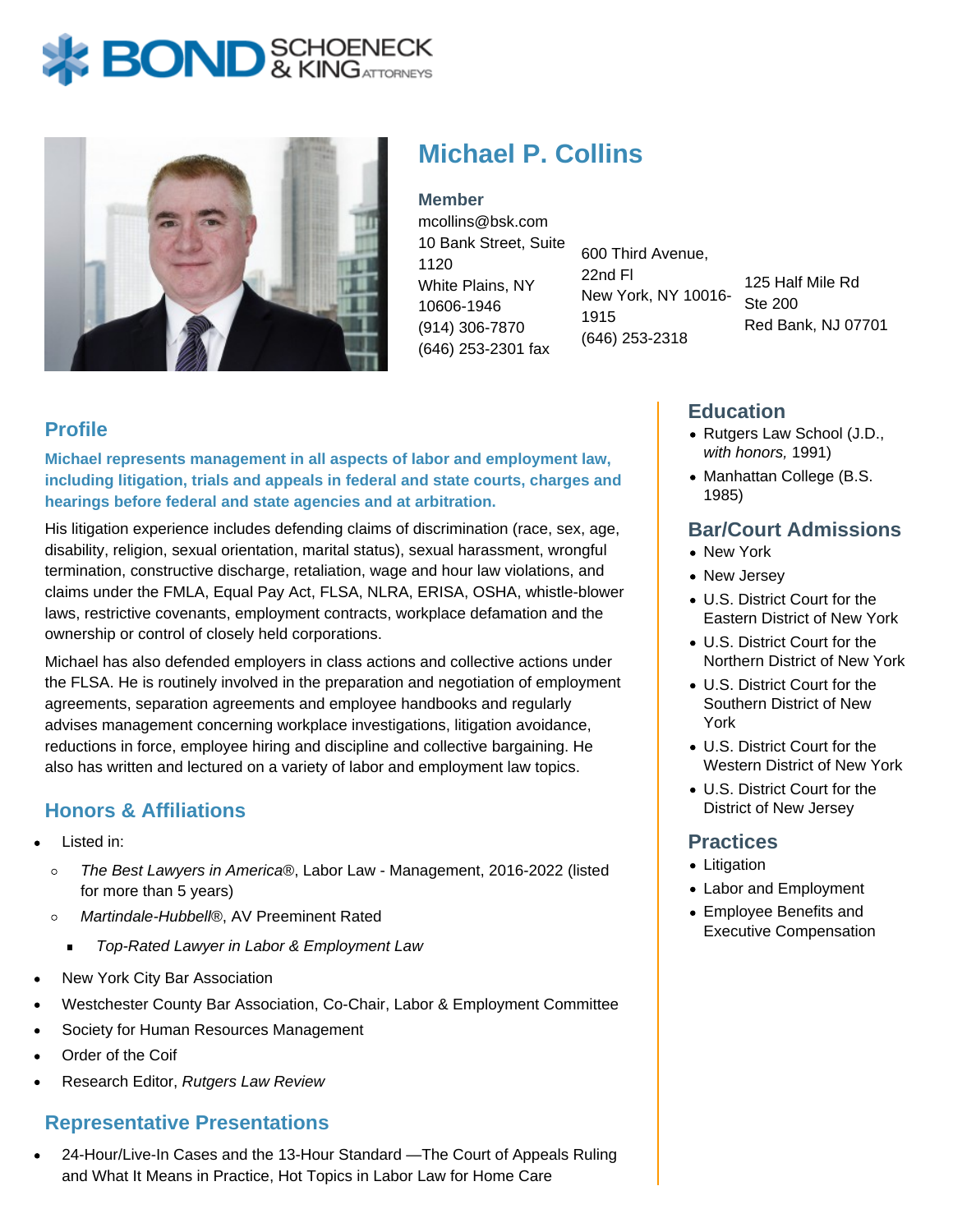BOND SCHOENECK & KING ATTORNEYS

# Michael P. Collins

**Member**
mcollins@bsk.com

10 Bank Street, Suite 1120
White Plains, NY 10606-1946
(914) 306-7870
(646) 253-2301 fax

600 Third Avenue, 22nd Fl
New York, NY 10016-1915
(646) 253-2318

125 Half Mile Rd
Ste 200
Red Bank, NJ 07701

## Profile

**Michael represents management in all aspects of labor and employment law, including litigation, trials and appeals in federal and state courts, charges and hearings before federal and state agencies and at arbitration.**

His litigation experience includes defending claims of discrimination (race, sex, age, disability, religion, sexual orientation, marital status), sexual harassment, wrongful termination, constructive discharge, retaliation, wage and hour law violations, and claims under the FMLA, Equal Pay Act, FLSA, NLRA, ERISA, OSHA, whistle-blower laws, restrictive covenants, employment contracts, workplace defamation and the ownership or control of closely held corporations.

Michael has also defended employers in class actions and collective actions under the FLSA. He is routinely involved in the preparation and negotiation of employment agreements, separation agreements and employee handbooks and regularly advises management concerning workplace investigations, litigation avoidance, reductions in force, employee hiring and discipline and collective bargaining. He also has written and lectured on a variety of labor and employment law topics.

## Honors & Affiliations

- Listed in:
  - *The Best Lawyers in America*®, Labor Law - Management, 2016-2022 (listed for more than 5 years)
  - *Martindale-Hubbell*®, AV Preeminent Rated
    - *Top-Rated Lawyer in Labor & Employment Law*
- New York City Bar Association
- Westchester County Bar Association, Co-Chair, Labor & Employment Committee
- Society for Human Resources Management
- Order of the Coif
- Research Editor, *Rutgers Law Review*

## Representative Presentations

- 24-Hour/Live-In Cases and the 13-Hour Standard —The Court of Appeals Ruling and What It Means in Practice, Hot Topics in Labor Law for Home Care

## Education

- Rutgers Law School (J.D., *with honors,* 1991)
- Manhattan College (B.S. 1985)

## Bar/Court Admissions

- New York
- New Jersey
- U.S. District Court for the Eastern District of New York
- U.S. District Court for the Northern District of New York
- U.S. District Court for the Southern District of New York
- U.S. District Court for the Western District of New York
- U.S. District Court for the District of New Jersey

## Practices

- Litigation
- Labor and Employment
- Employee Benefits and Executive Compensation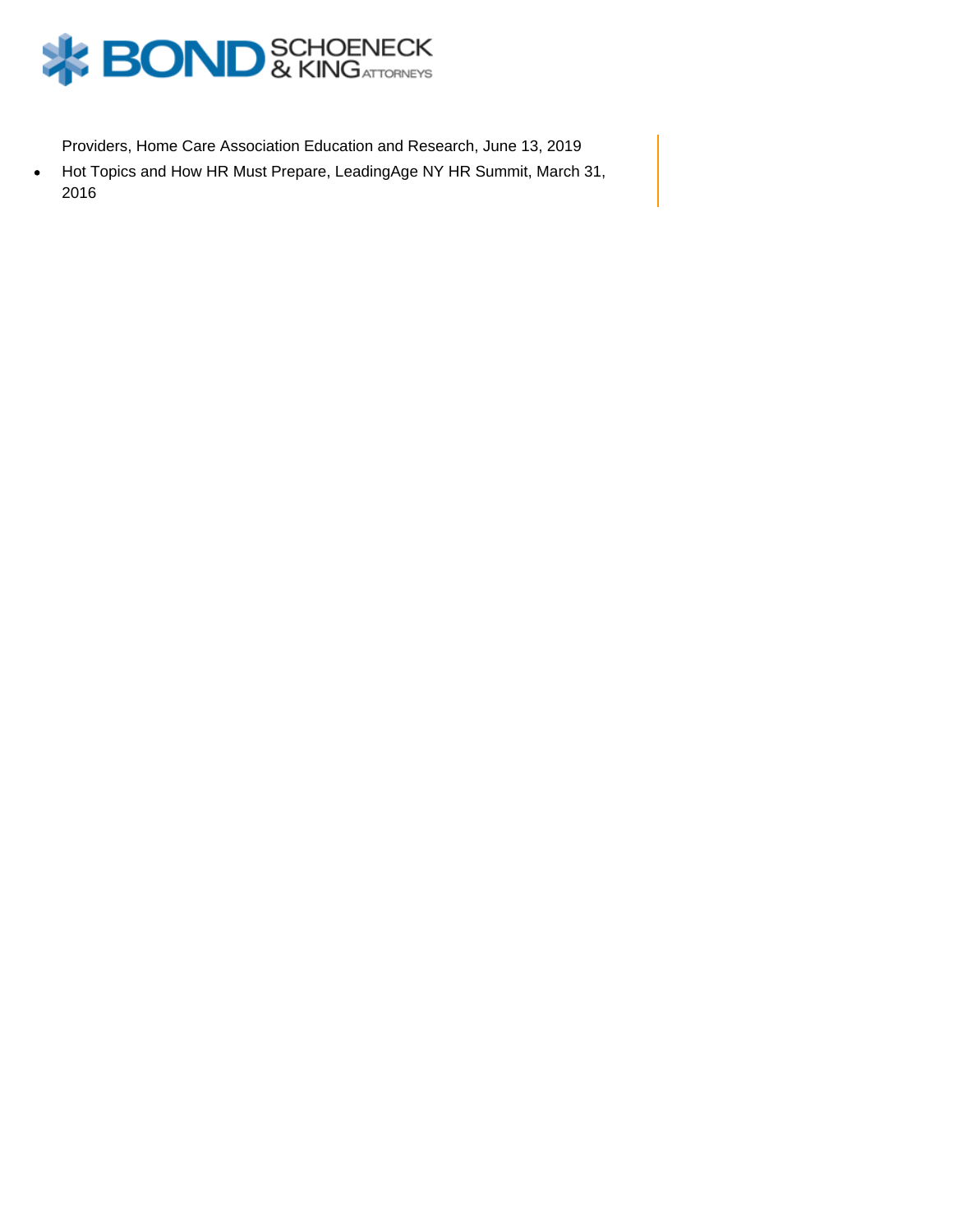Providers, Home Care Association Education and Research, June 13, 2019

- Hot Topics and How HR Must Prepare, LeadingAge NY HR Summit, March 31, 2016